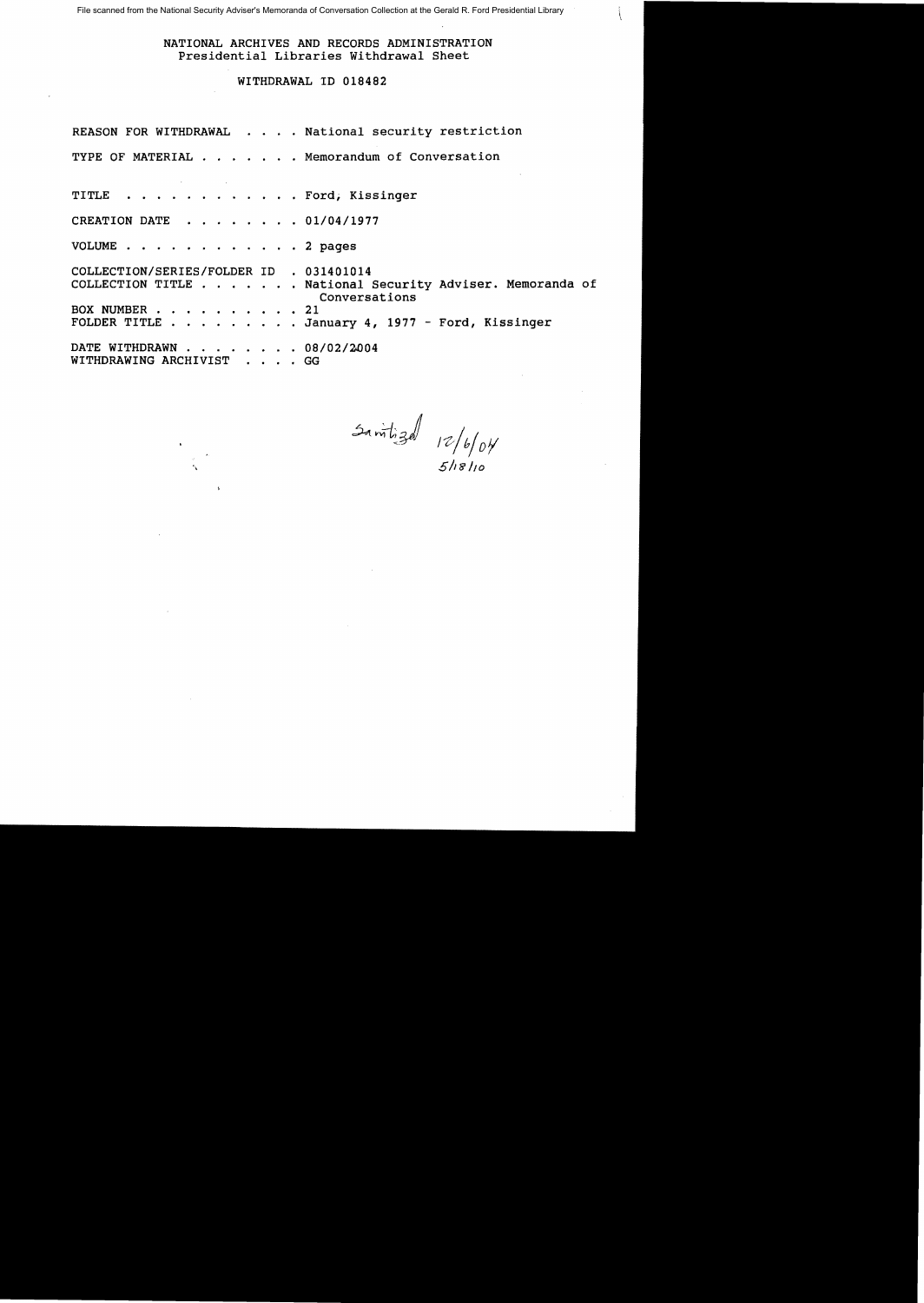File scanned from the National Security Adviser's Memoranda of Conversation Collection at the Gerald R. Ford Presidential Library

NATIONAL ARCHIVES AND RECORDS ADMINISTRATION
Presidential Libraries Withdrawal Sheet

WITHDRAWAL ID 018482

REASON FOR WITHDRAWAL . . . . National security restriction

TYPE OF MATERIAL . . . . . . . Memorandum of Conversation

TITLE . . . . . . . . . . . . Ford, Kissinger

CREATION DATE . . . . . . . . 01/04/1977

VOLUME . . . . . . . . . . . . 2 pages

COLLECTION/SERIES/FOLDER ID . 031401014
COLLECTION TITLE . . . . . . . National Security Adviser. Memoranda of Conversations
BOX NUMBER . . . . . . . . . . 21
FOLDER TITLE . . . . . . . . . January 4, 1977 - Ford, Kissinger

DATE WITHDRAWN . . . . . . . . 08/02/2004
WITHDRAWING ARCHIVIST . . . . GG

Sanitized 12/6/04
5/18/10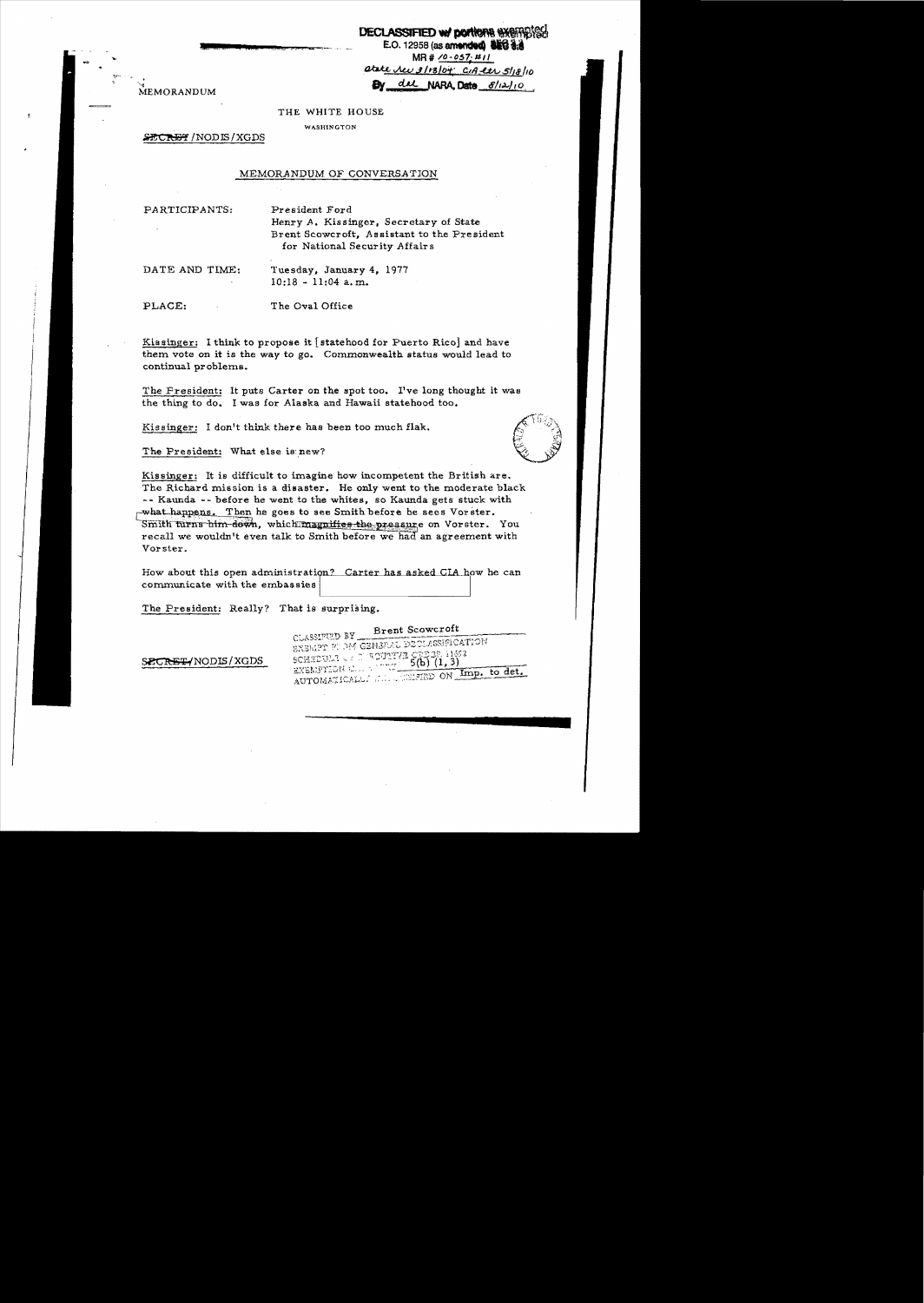DECLASSIFIED w/ portions exempted
E.O. 12958 (as amended) SEC 3.3
MR # 10-057; #11
State Rev 3/13/04; CIA Rev 5/18/10
By dal NARA, Date 8/12/10

MEMORANDUM

THE WHITE HOUSE

WASHINGTON

~~SECRET~~/NODIS/XGDS

MEMORANDUM OF CONVERSATION

PARTICIPANTS: President Ford
Henry A. Kissinger, Secretary of State
Brent Scowcroft, Assistant to the President for National Security Affairs

DATE AND TIME: Tuesday, January 4, 1977
10:18 - 11:04 a.m.

PLACE: The Oval Office

Kissinger: I think to propose it [statehood for Puerto Rico] and have them vote on it is the way to go. Commonwealth status would lead to continual problems.

The President: It puts Carter on the spot too. I've long thought it was the thing to do. I was for Alaska and Hawaii statehood too.

Kissinger: I don't think there has been too much flak.

The President: What else is new?

Kissinger: It is difficult to imagine how incompetent the British are. The Richard mission is a disaster. He only went to the moderate black -- Kaunda -- before he went to the whites, so Kaunda gets stuck with what happens. Then he goes to see Smith before he sees Vorster. Smith turns him down, which magnifies the pressure on Vorster. You recall we wouldn't even talk to Smith before we had an agreement with Vorster.

How about this open administration? Carter has asked CIA how he can communicate with the embassies [redacted]

The President: Really? That is surprising.

CLASSIFIED BY Brent Scowcroft
EXEMPT FROM GENERAL DECLASSIFICATION
SCHEDULE OF EXECUTIVE ORDER 11652
EXEMPTION CATEGORY 5(b) (1, 3)
AUTOMATICALLY DECLASSIFIED ON Imp. to det.

~~SECRET~~/NODIS/XGDS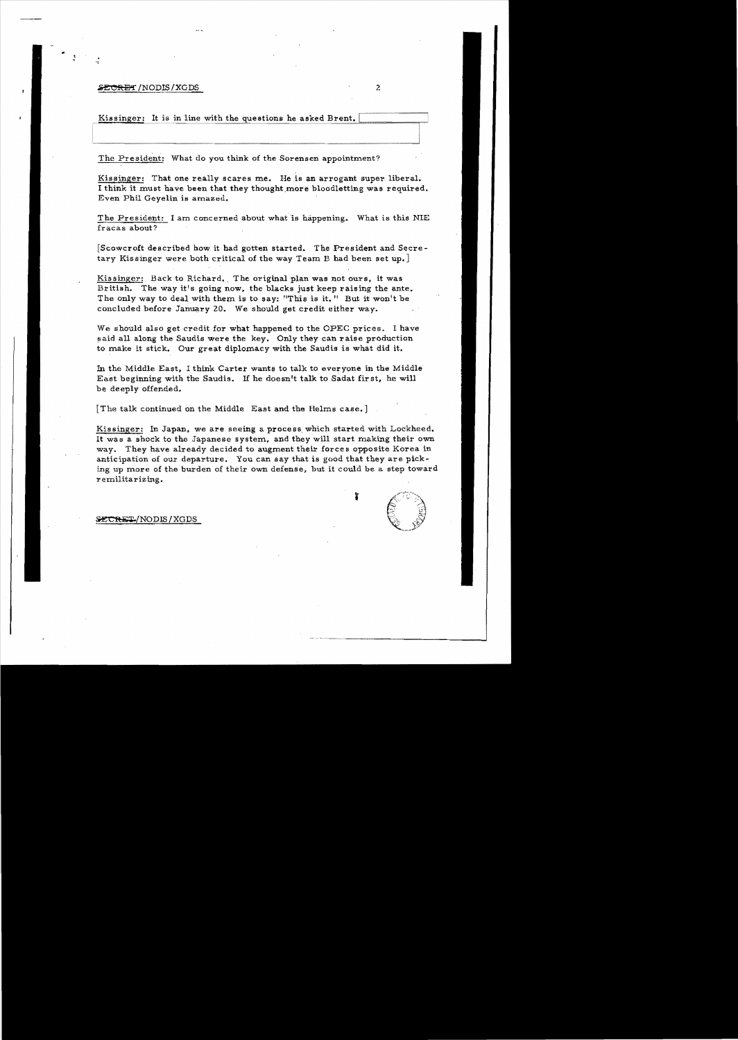SECRET/NODIS/XGDS

Kissinger: It is in line with the questions he asked Brent.

The President: What do you think of the Sorensen appointment?

Kissinger: That one really scares me. He is an arrogant super liberal. I think it must have been that they thought more bloodletting was required. Even Phil Geyelin is amazed.

The President: I am concerned about what is happening. What is this NIE fracas about?

[Scowcroft described how it had gotten started. The President and Secretary Kissinger were both critical of the way Team B had been set up.]

Kissinger: Back to Richard. The original plan was not ours, it was British. The way it's going now, the blacks just keep raising the ante. The only way to deal with them is to say: "This is it." But it won't be concluded before January 20. We should get credit either way.

We should also get credit for what happened to the OPEC prices. I have said all along the Saudis were the key. Only they can raise production to make it stick. Our great diplomacy with the Saudis is what did it.

In the Middle East, I think Carter wants to talk to everyone in the Middle East beginning with the Saudis. If he doesn't talk to Sadat first, he will be deeply offended.

[The talk continued on the Middle East and the Helms case.]

Kissinger: In Japan, we are seeing a process which started with Lockheed. It was a shock to the Japanese system, and they will start making their own way. They have already decided to augment their forces opposite Korea in anticipation of our departure. You can say that is good that they are picking up more of the burden of their own defense, but it could be a step toward remilitarizing.

SECRET/NODIS/XGDS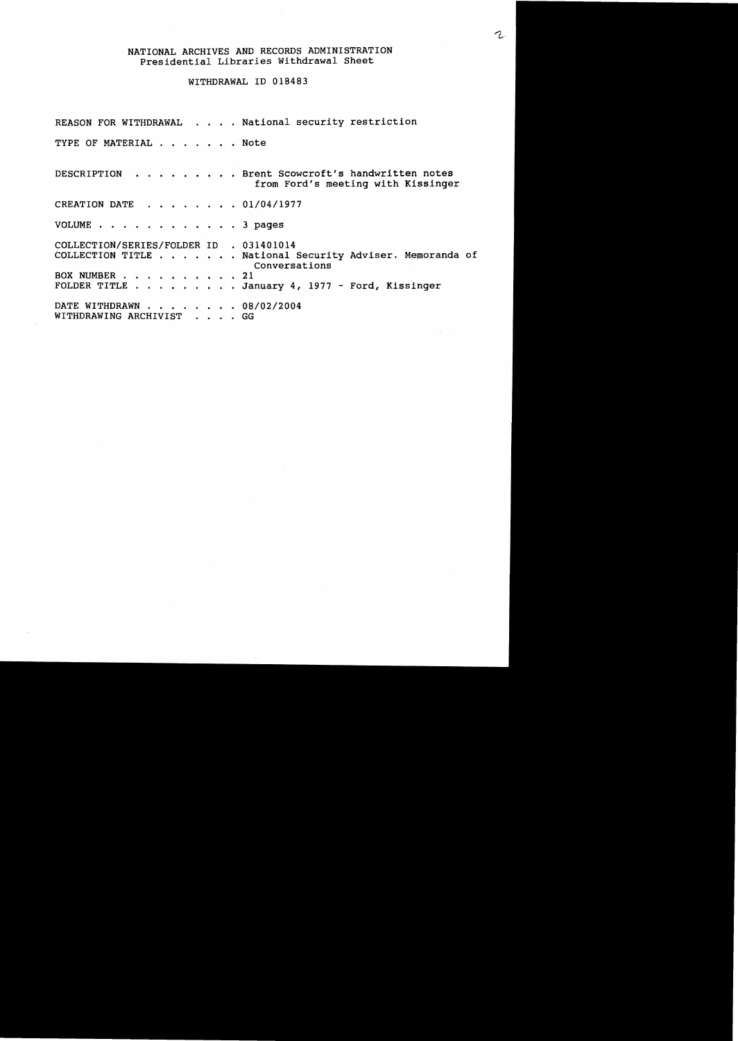NATIONAL ARCHIVES AND RECORDS ADMINISTRATION
Presidential Libraries Withdrawal Sheet

WITHDRAWAL ID 018483

| | |
|---|---|
| REASON FOR WITHDRAWAL . . . . | National security restriction |
| TYPE OF MATERIAL . . . . . . . | Note |
| DESCRIPTION . . . . . . . . . | Brent Scowcroft's handwritten notes from Ford's meeting with Kissinger |
| CREATION DATE . . . . . . . . | 01/04/1977 |
| VOLUME . . . . . . . . . . . . | 3 pages |
| COLLECTION/SERIES/FOLDER ID . | 031401014 |
| COLLECTION TITLE . . . . . . . | National Security Adviser. Memoranda of Conversations |
| BOX NUMBER . . . . . . . . . . | 21 |
| FOLDER TITLE . . . . . . . . . | January 4, 1977 - Ford, Kissinger |
| DATE WITHDRAWN . . . . . . . . | 08/02/2004 |
| WITHDRAWING ARCHIVIST . . . . | GG |